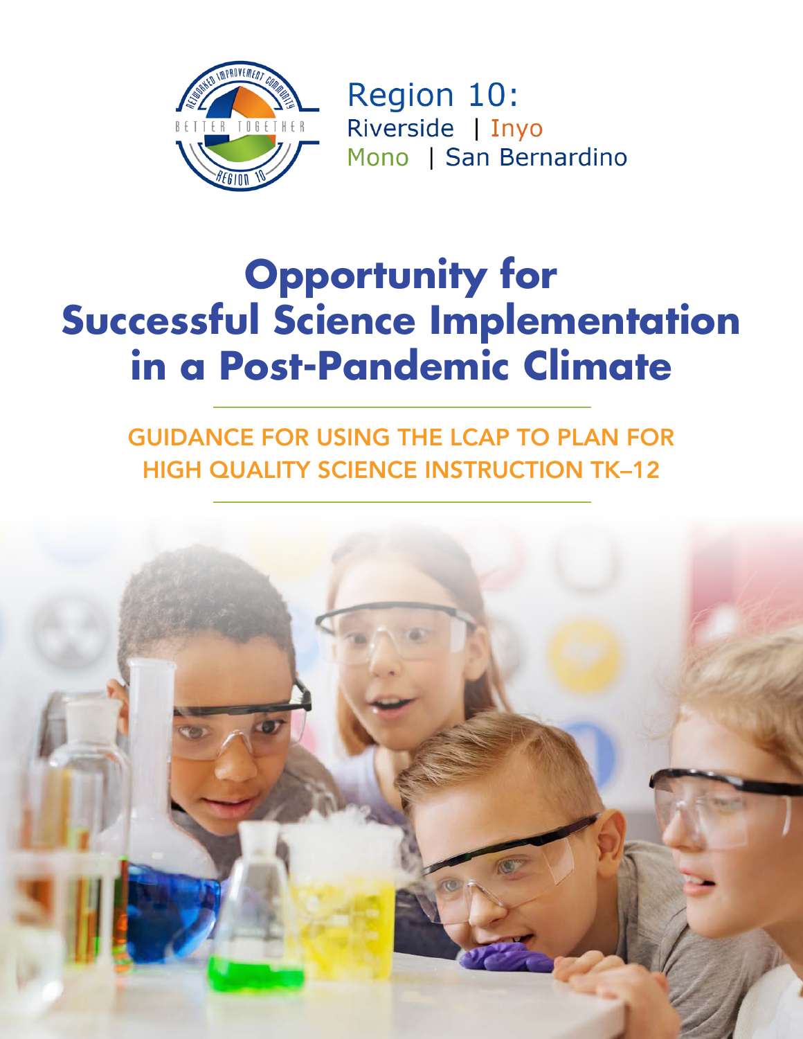Region 10:
Riverside | Inyo
Mono | San Bernardino

# Opportunity for Successful Science Implementation in a Post-Pandemic Climate

## GUIDANCE FOR USING THE LCAP TO PLAN FOR HIGH QUALITY SCIENCE INSTRUCTION TK–12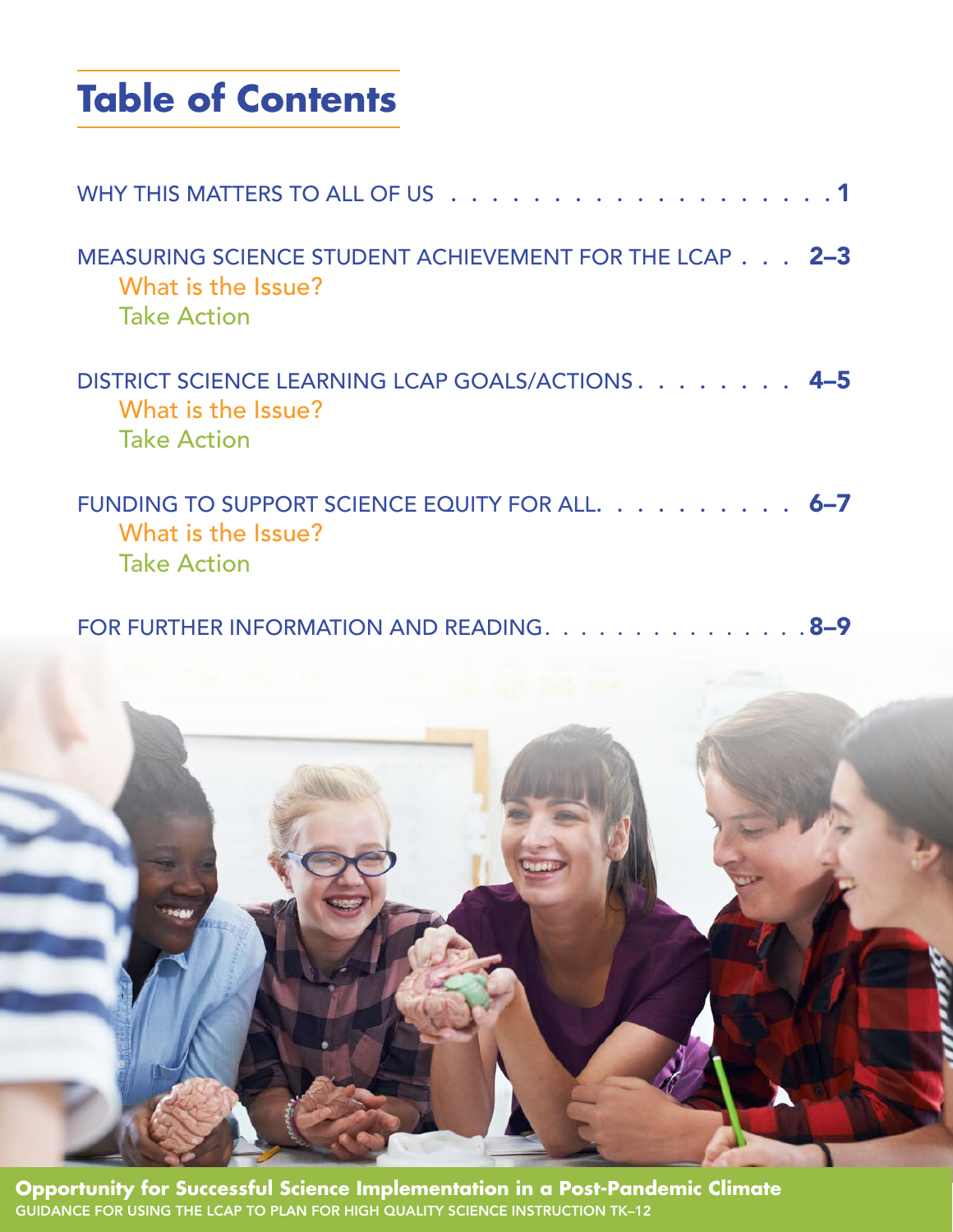# Table of Contents

WHY THIS MATTERS TO ALL OF US . . . . . . . . . . . . . . . . . . . . . 1

MEASURING SCIENCE STUDENT ACHIEVEMENT FOR THE LCAP . . . 2–3
- What is the Issue?
- Take Action

DISTRICT SCIENCE LEARNING LCAP GOALS/ACTIONS . . . . . . . . . 4–5
- What is the Issue?
- Take Action

FUNDING TO SUPPORT SCIENCE EQUITY FOR ALL. . . . . . . . . . 6–7
- What is the Issue?
- Take Action

FOR FURTHER INFORMATION AND READING. . . . . . . . . . . . . . . 8–9

**Opportunity for Successful Science Implementation in a Post-Pandemic Climate**
GUIDANCE FOR USING THE LCAP TO PLAN FOR HIGH QUALITY SCIENCE INSTRUCTION TK–12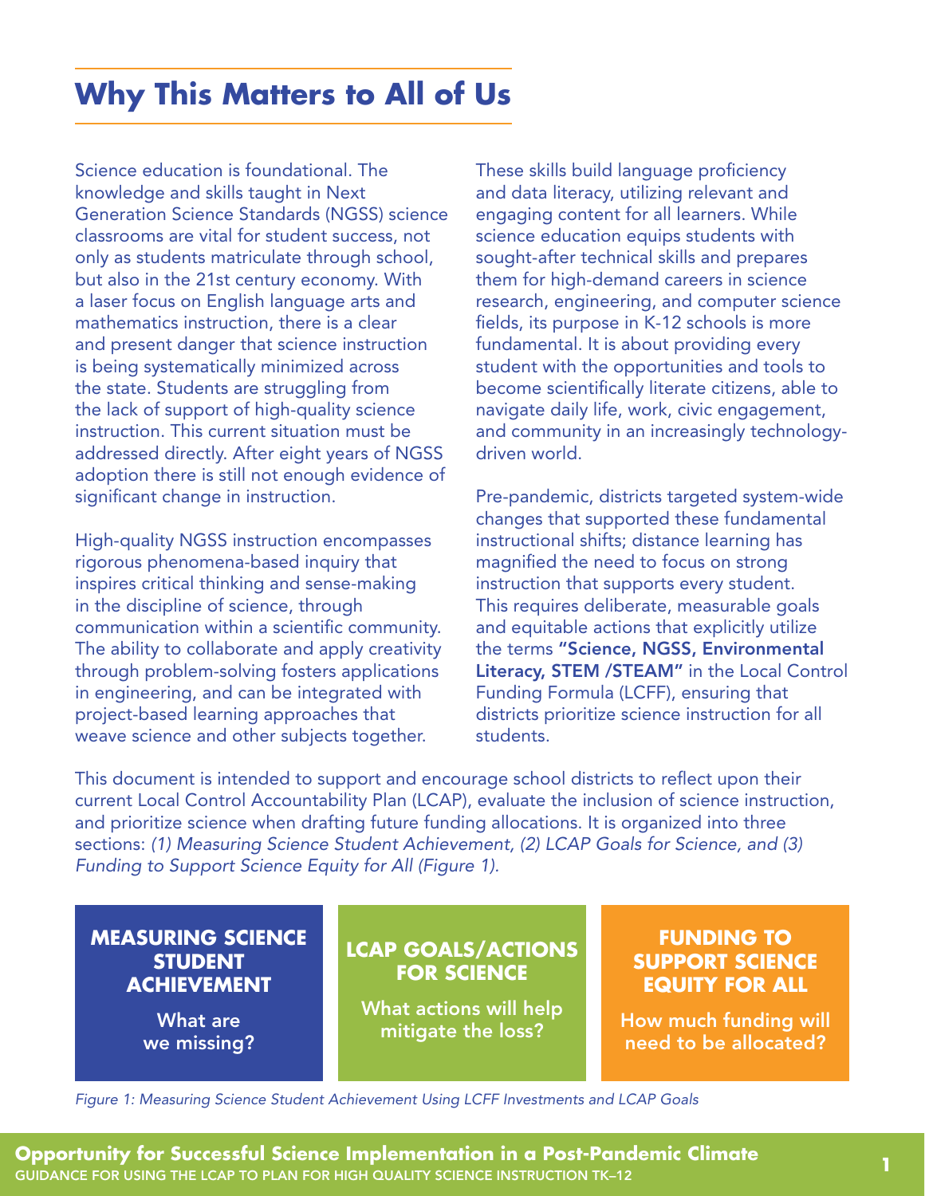# Why This Matters to All of Us

Science education is foundational. The knowledge and skills taught in Next Generation Science Standards (NGSS) science classrooms are vital for student success, not only as students matriculate through school, but also in the 21st century economy. With a laser focus on English language arts and mathematics instruction, there is a clear and present danger that science instruction is being systematically minimized across the state. Students are struggling from the lack of support of high-quality science instruction. This current situation must be addressed directly. After eight years of NGSS adoption there is still not enough evidence of significant change in instruction.

High-quality NGSS instruction encompasses rigorous phenomena-based inquiry that inspires critical thinking and sense-making in the discipline of science, through communication within a scientific community. The ability to collaborate and apply creativity through problem-solving fosters applications in engineering, and can be integrated with project-based learning approaches that weave science and other subjects together.

These skills build language proficiency and data literacy, utilizing relevant and engaging content for all learners. While science education equips students with sought-after technical skills and prepares them for high-demand careers in science research, engineering, and computer science fields, its purpose in K-12 schools is more fundamental. It is about providing every student with the opportunities and tools to become scientifically literate citizens, able to navigate daily life, work, civic engagement, and community in an increasingly technology-driven world.

Pre-pandemic, districts targeted system-wide changes that supported these fundamental instructional shifts; distance learning has magnified the need to focus on strong instruction that supports every student. This requires deliberate, measurable goals and equitable actions that explicitly utilize the terms **"Science, NGSS, Environmental Literacy, STEM /STEAM"** in the Local Control Funding Formula (LCFF), ensuring that districts prioritize science instruction for all students.

This document is intended to support and encourage school districts to reflect upon their current Local Control Accountability Plan (LCAP), evaluate the inclusion of science instruction, and prioritize science when drafting future funding allocations. It is organized into three sections: *(1) Measuring Science Student Achievement, (2) LCAP Goals for Science, and (3) Funding to Support Science Equity for All (Figure 1).*

| MEASURING SCIENCE STUDENT ACHIEVEMENT | LCAP GOALS/ACTIONS FOR SCIENCE | FUNDING TO SUPPORT SCIENCE EQUITY FOR ALL |
|---|---|---|
| What are we missing? | What actions will help mitigate the loss? | How much funding will need to be allocated? |

*Figure 1: Measuring Science Student Achievement Using LCFF Investments and LCAP Goals*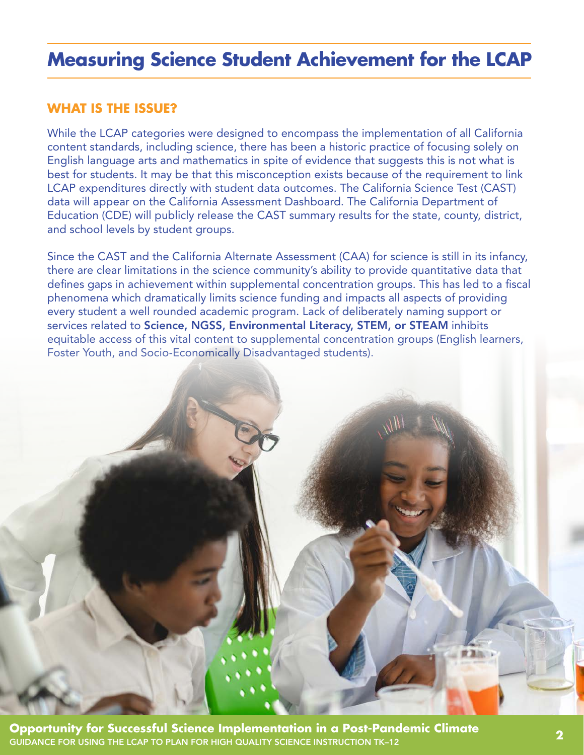# Measuring Science Student Achievement for the LCAP

## WHAT IS THE ISSUE?

While the LCAP categories were designed to encompass the implementation of all California content standards, including science, there has been a historic practice of focusing solely on English language arts and mathematics in spite of evidence that suggests this is not what is best for students. It may be that this misconception exists because of the requirement to link LCAP expenditures directly with student data outcomes. The California Science Test (CAST) data will appear on the California Assessment Dashboard. The California Department of Education (CDE) will publicly release the CAST summary results for the state, county, district, and school levels by student groups.

Since the CAST and the California Alternate Assessment (CAA) for science is still in its infancy, there are clear limitations in the science community's ability to provide quantitative data that defines gaps in achievement within supplemental concentration groups. This has led to a fiscal phenomena which dramatically limits science funding and impacts all aspects of providing every student a well rounded academic program. Lack of deliberately naming support or services related to **Science, NGSS, Environmental Literacy, STEM, or STEAM** inhibits equitable access of this vital content to supplemental concentration groups (English learners, Foster Youth, and Socio-Economically Disadvantaged students).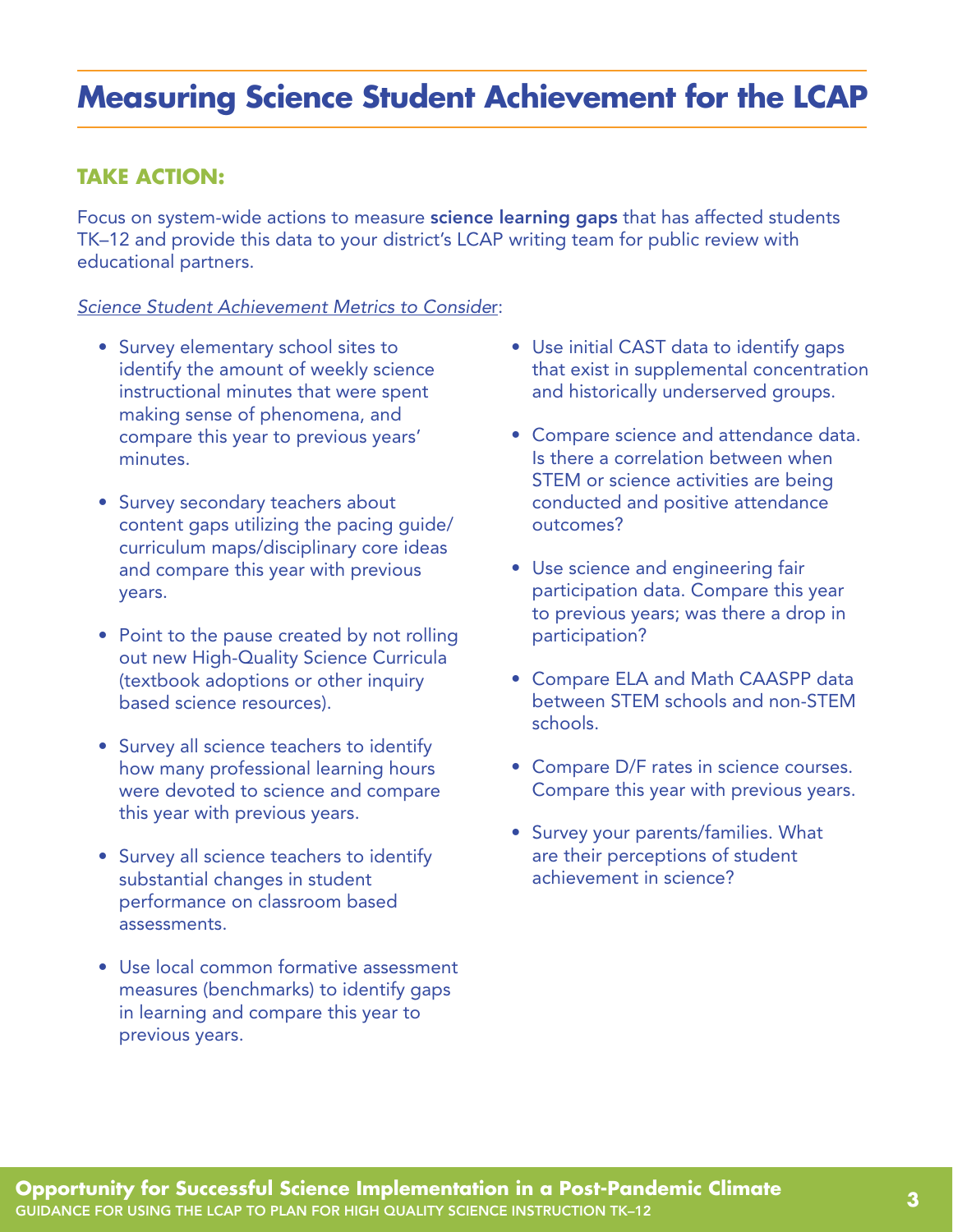# Measuring Science Student Achievement for the LCAP

## TAKE ACTION:

Focus on system-wide actions to measure **science learning gaps** that has affected students TK–12 and provide this data to your district's LCAP writing team for public review with educational partners.

*Science Student Achievement Metrics to Consider*:

- Survey elementary school sites to identify the amount of weekly science instructional minutes that were spent making sense of phenomena, and compare this year to previous years' minutes.
- Survey secondary teachers about content gaps utilizing the pacing guide/curriculum maps/disciplinary core ideas and compare this year with previous years.
- Point to the pause created by not rolling out new High-Quality Science Curricula (textbook adoptions or other inquiry based science resources).
- Survey all science teachers to identify how many professional learning hours were devoted to science and compare this year with previous years.
- Survey all science teachers to identify substantial changes in student performance on classroom based assessments.
- Use local common formative assessment measures (benchmarks) to identify gaps in learning and compare this year to previous years.
- Use initial CAST data to identify gaps that exist in supplemental concentration and historically underserved groups.
- Compare science and attendance data. Is there a correlation between when STEM or science activities are being conducted and positive attendance outcomes?
- Use science and engineering fair participation data. Compare this year to previous years; was there a drop in participation?
- Compare ELA and Math CAASPP data between STEM schools and non-STEM schools.
- Compare D/F rates in science courses. Compare this year with previous years.
- Survey your parents/families. What are their perceptions of student achievement in science?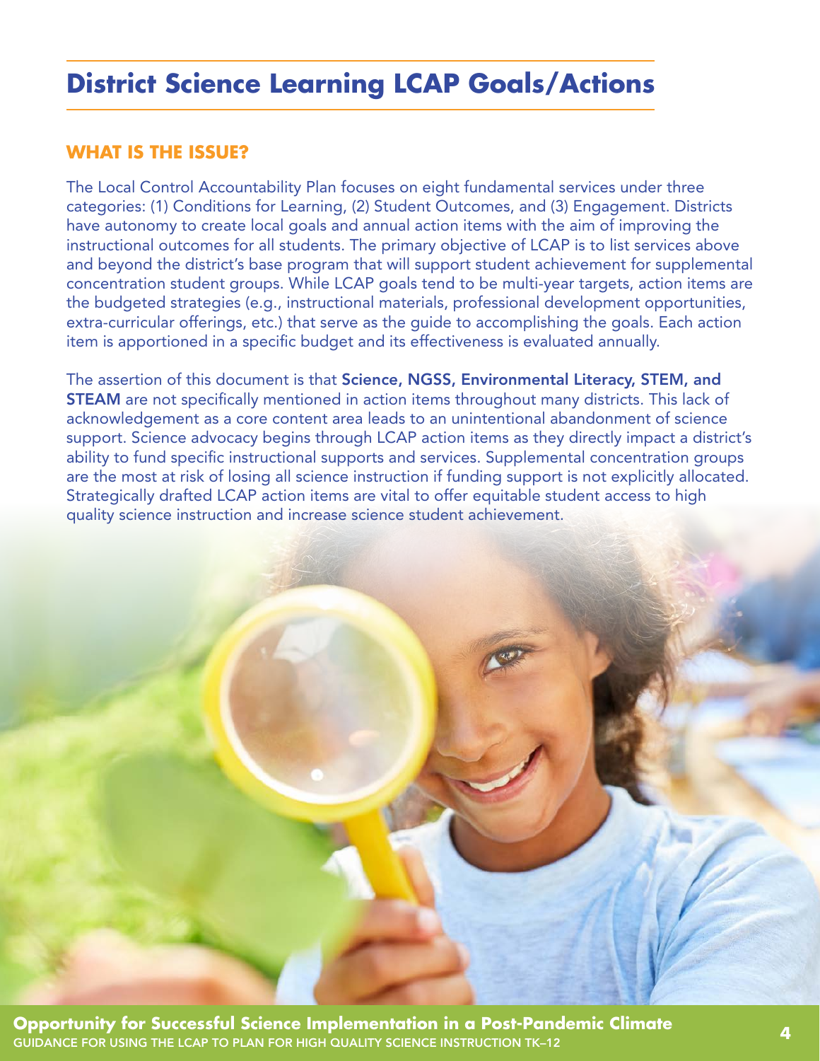# District Science Learning LCAP Goals/Actions

## WHAT IS THE ISSUE?

The Local Control Accountability Plan focuses on eight fundamental services under three categories: (1) Conditions for Learning, (2) Student Outcomes, and (3) Engagement. Districts have autonomy to create local goals and annual action items with the aim of improving the instructional outcomes for all students. The primary objective of LCAP is to list services above and beyond the district's base program that will support student achievement for supplemental concentration student groups. While LCAP goals tend to be multi-year targets, action items are the budgeted strategies (e.g., instructional materials, professional development opportunities, extra-curricular offerings, etc.) that serve as the guide to accomplishing the goals. Each action item is apportioned in a specific budget and its effectiveness is evaluated annually.

The assertion of this document is that **Science, NGSS, Environmental Literacy, STEM, and STEAM** are not specifically mentioned in action items throughout many districts. This lack of acknowledgement as a core content area leads to an unintentional abandonment of science support. Science advocacy begins through LCAP action items as they directly impact a district's ability to fund specific instructional supports and services. Supplemental concentration groups are the most at risk of losing all science instruction if funding support is not explicitly allocated. Strategically drafted LCAP action items are vital to offer equitable student access to high quality science instruction and increase science student achievement.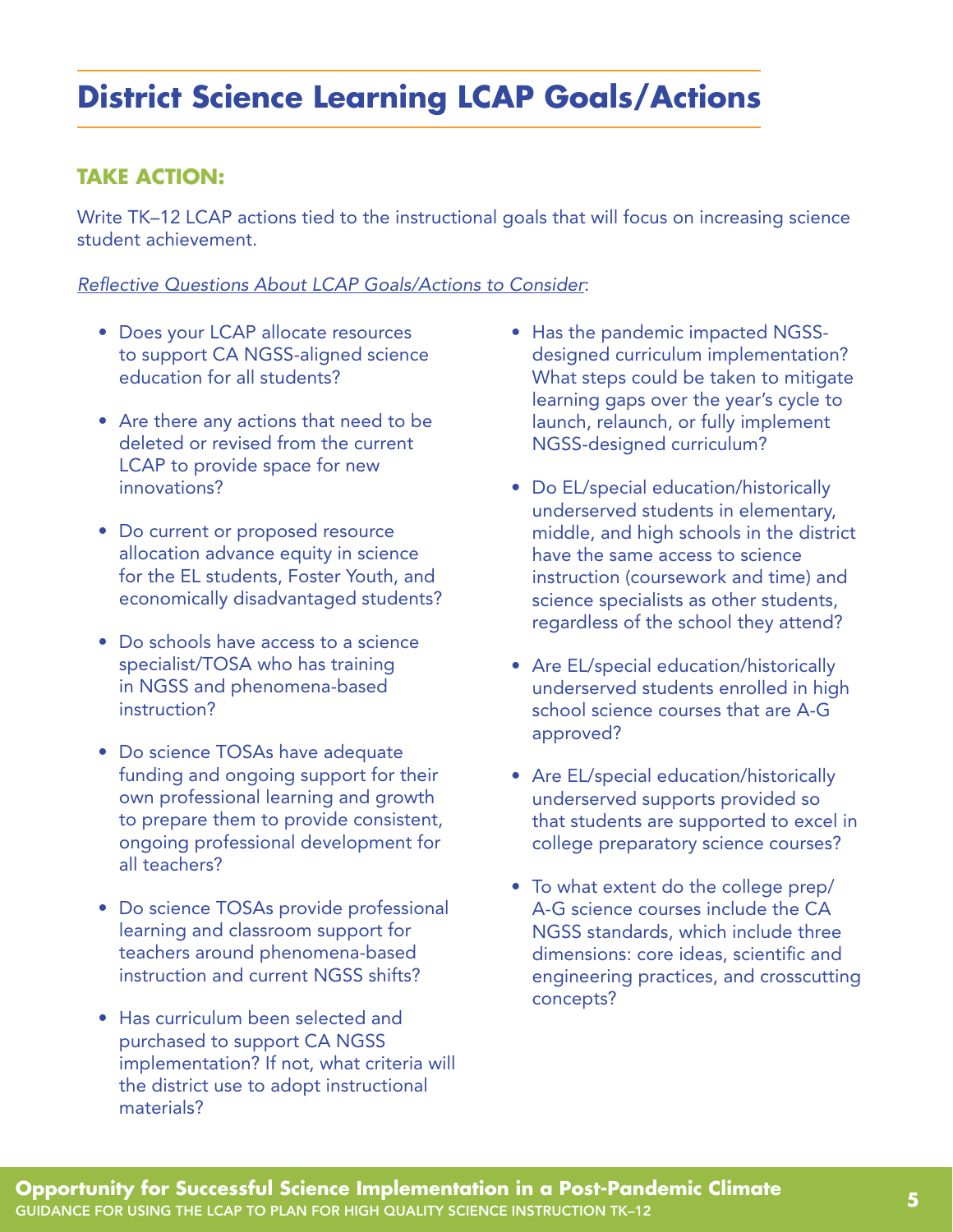# District Science Learning LCAP Goals/Actions

## TAKE ACTION:

Write TK–12 LCAP actions tied to the instructional goals that will focus on increasing science student achievement.

*Reflective Questions About LCAP Goals/Actions to Consider*:

- Does your LCAP allocate resources to support CA NGSS-aligned science education for all students?
- Are there any actions that need to be deleted or revised from the current LCAP to provide space for new innovations?
- Do current or proposed resource allocation advance equity in science for the EL students, Foster Youth, and economically disadvantaged students?
- Do schools have access to a science specialist/TOSA who has training in NGSS and phenomena-based instruction?
- Do science TOSAs have adequate funding and ongoing support for their own professional learning and growth to prepare them to provide consistent, ongoing professional development for all teachers?
- Do science TOSAs provide professional learning and classroom support for teachers around phenomena-based instruction and current NGSS shifts?
- Has curriculum been selected and purchased to support CA NGSS implementation? If not, what criteria will the district use to adopt instructional materials?
- Has the pandemic impacted NGSS-designed curriculum implementation? What steps could be taken to mitigate learning gaps over the year's cycle to launch, relaunch, or fully implement NGSS-designed curriculum?
- Do EL/special education/historically underserved students in elementary, middle, and high schools in the district have the same access to science instruction (coursework and time) and science specialists as other students, regardless of the school they attend?
- Are EL/special education/historically underserved students enrolled in high school science courses that are A-G approved?
- Are EL/special education/historically underserved supports provided so that students are supported to excel in college preparatory science courses?
- To what extent do the college prep/ A-G science courses include the CA NGSS standards, which include three dimensions: core ideas, scientific and engineering practices, and crosscutting concepts?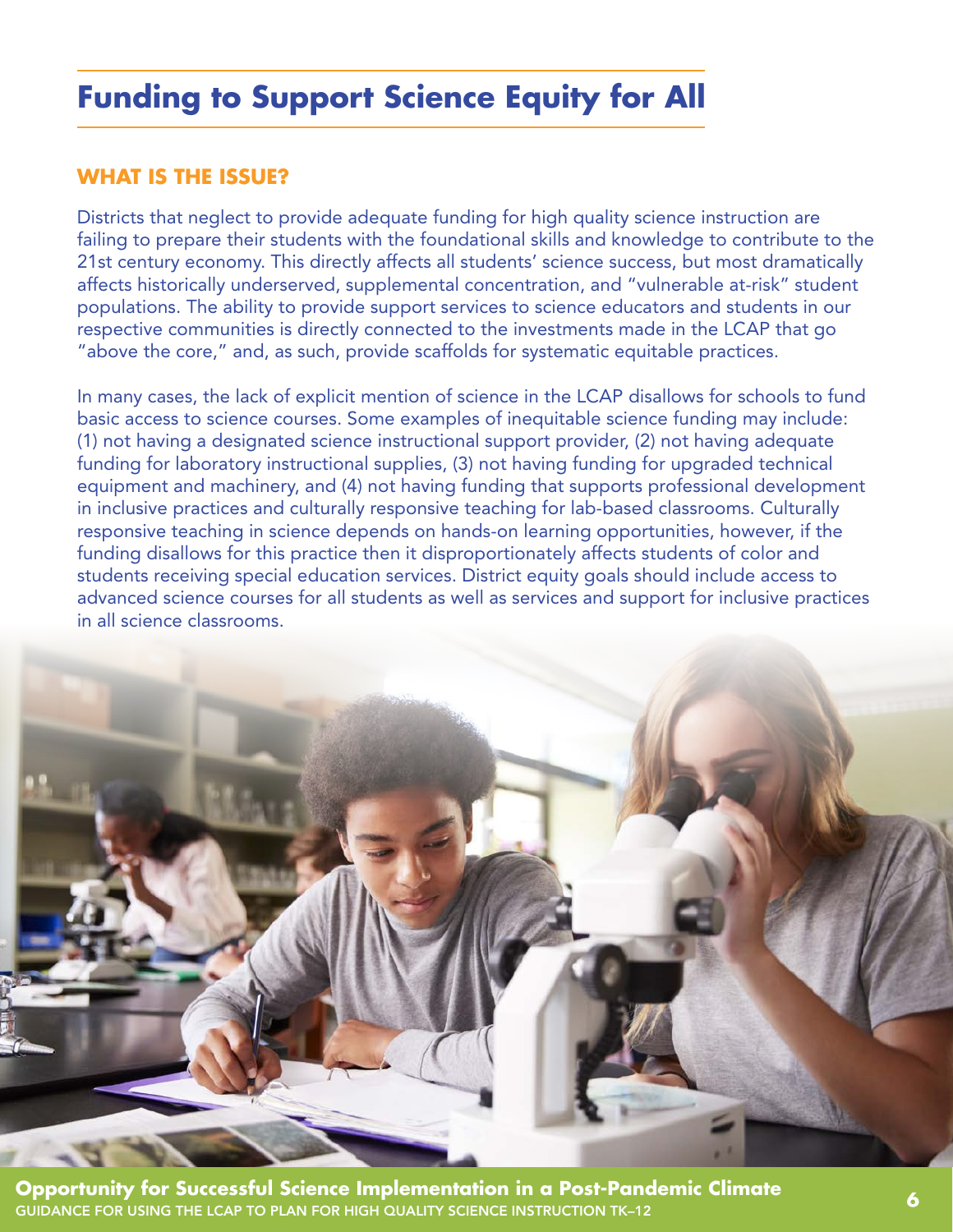# Funding to Support Science Equity for All

## WHAT IS THE ISSUE?

Districts that neglect to provide adequate funding for high quality science instruction are failing to prepare their students with the foundational skills and knowledge to contribute to the 21st century economy. This directly affects all students' science success, but most dramatically affects historically underserved, supplemental concentration, and "vulnerable at-risk" student populations. The ability to provide support services to science educators and students in our respective communities is directly connected to the investments made in the LCAP that go "above the core," and, as such, provide scaffolds for systematic equitable practices.

In many cases, the lack of explicit mention of science in the LCAP disallows for schools to fund basic access to science courses. Some examples of inequitable science funding may include: (1) not having a designated science instructional support provider, (2) not having adequate funding for laboratory instructional supplies, (3) not having funding for upgraded technical equipment and machinery, and (4) not having funding that supports professional development in inclusive practices and culturally responsive teaching for lab-based classrooms. Culturally responsive teaching in science depends on hands-on learning opportunities, however, if the funding disallows for this practice then it disproportionately affects students of color and students receiving special education services. District equity goals should include access to advanced science courses for all students as well as services and support for inclusive practices in all science classrooms.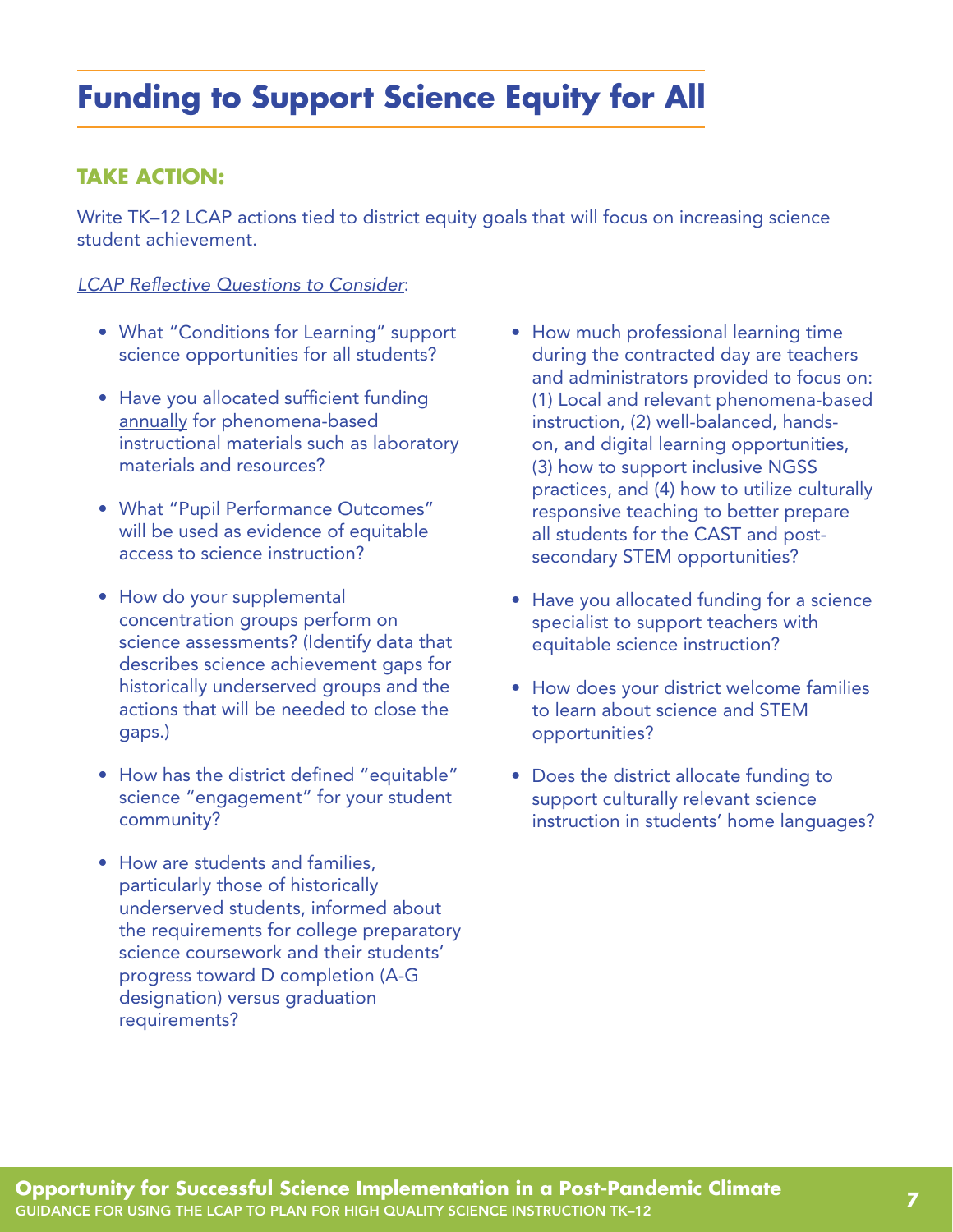# Funding to Support Science Equity for All

## TAKE ACTION:

Write TK–12 LCAP actions tied to district equity goals that will focus on increasing science student achievement.

*LCAP Reflective Questions to Consider*:

- What "Conditions for Learning" support science opportunities for all students?
- Have you allocated sufficient funding annually for phenomena-based instructional materials such as laboratory materials and resources?
- What "Pupil Performance Outcomes" will be used as evidence of equitable access to science instruction?
- How do your supplemental concentration groups perform on science assessments? (Identify data that describes science achievement gaps for historically underserved groups and the actions that will be needed to close the gaps.)
- How has the district defined "equitable" science "engagement" for your student community?
- How are students and families, particularly those of historically underserved students, informed about the requirements for college preparatory science coursework and their students' progress toward D completion (A-G designation) versus graduation requirements?
- How much professional learning time during the contracted day are teachers and administrators provided to focus on: (1) Local and relevant phenomena-based instruction, (2) well-balanced, hands-on, and digital learning opportunities, (3) how to support inclusive NGSS practices, and (4) how to utilize culturally responsive teaching to better prepare all students for the CAST and post-secondary STEM opportunities?
- Have you allocated funding for a science specialist to support teachers with equitable science instruction?
- How does your district welcome families to learn about science and STEM opportunities?
- Does the district allocate funding to support culturally relevant science instruction in students' home languages?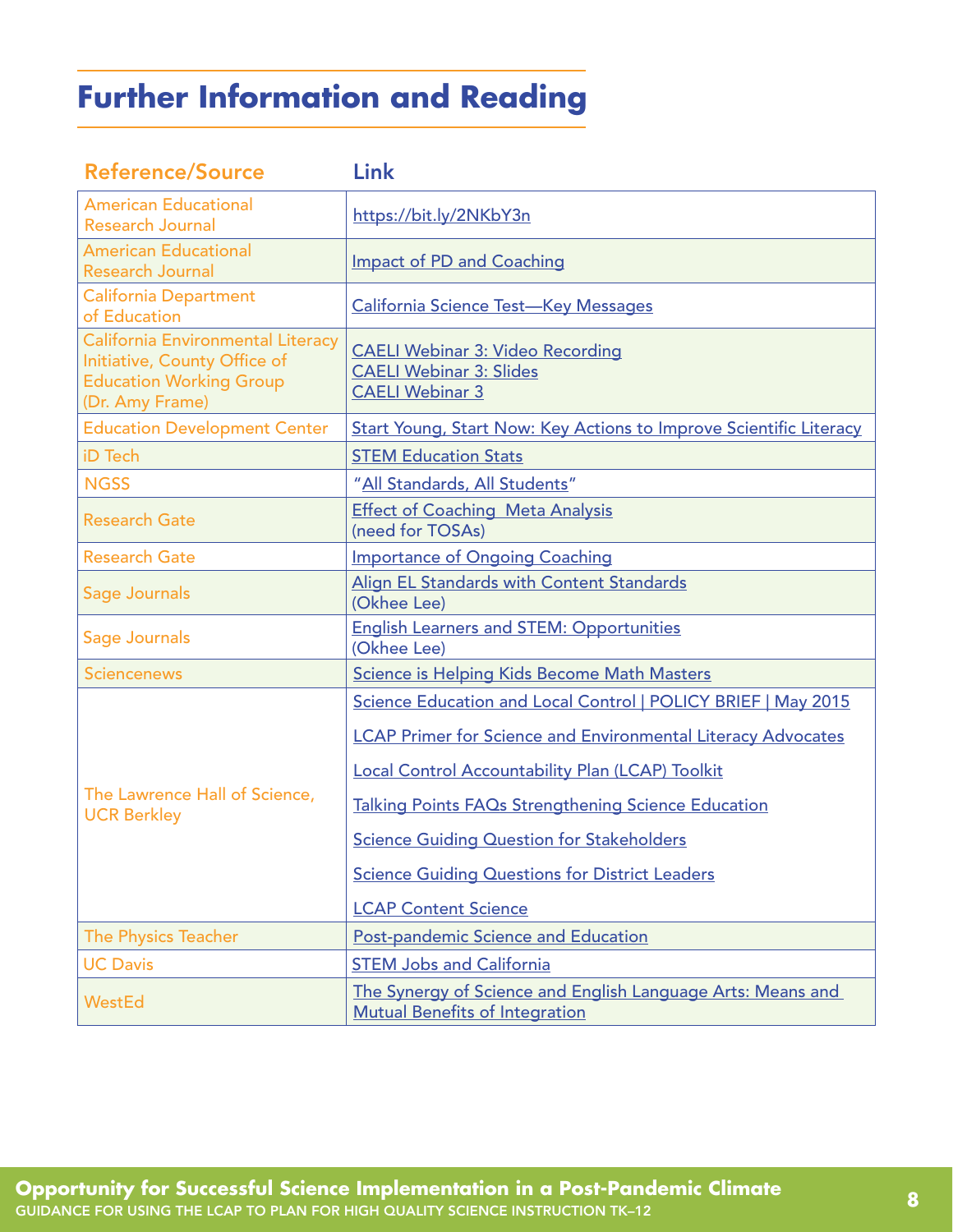# Further Information and Reading

| Reference/Source | Link |
|---|---|
| American Educational Research Journal | https://bit.ly/2NKbY3n |
| American Educational Research Journal | Impact of PD and Coaching |
| California Department of Education | California Science Test—Key Messages |
| California Environmental Literacy Initiative, County Office of Education Working Group (Dr. Amy Frame) | CAELI Webinar 3: Video Recording<br>CAELI Webinar 3: Slides<br>CAELI Webinar 3 |
| Education Development Center | Start Young, Start Now: Key Actions to Improve Scientific Literacy |
| iD Tech | STEM Education Stats |
| NGSS | "All Standards, All Students" |
| Research Gate | Effect of Coaching Meta Analysis (need for TOSAs) |
| Research Gate | Importance of Ongoing Coaching |
| Sage Journals | Align EL Standards with Content Standards (Okhee Lee) |
| Sage Journals | English Learners and STEM: Opportunities (Okhee Lee) |
| Sciencenews | Science is Helping Kids Become Math Masters |
| The Lawrence Hall of Science, UCR Berkley | Science Education and Local Control \| POLICY BRIEF \| May 2015<br>LCAP Primer for Science and Environmental Literacy Advocates<br>Local Control Accountability Plan (LCAP) Toolkit<br>Talking Points FAQs Strengthening Science Education<br>Science Guiding Question for Stakeholders<br>Science Guiding Questions for District Leaders<br>LCAP Content Science |
| The Physics Teacher | Post-pandemic Science and Education |
| UC Davis | STEM Jobs and California |
| WestEd | The Synergy of Science and English Language Arts: Means and Mutual Benefits of Integration |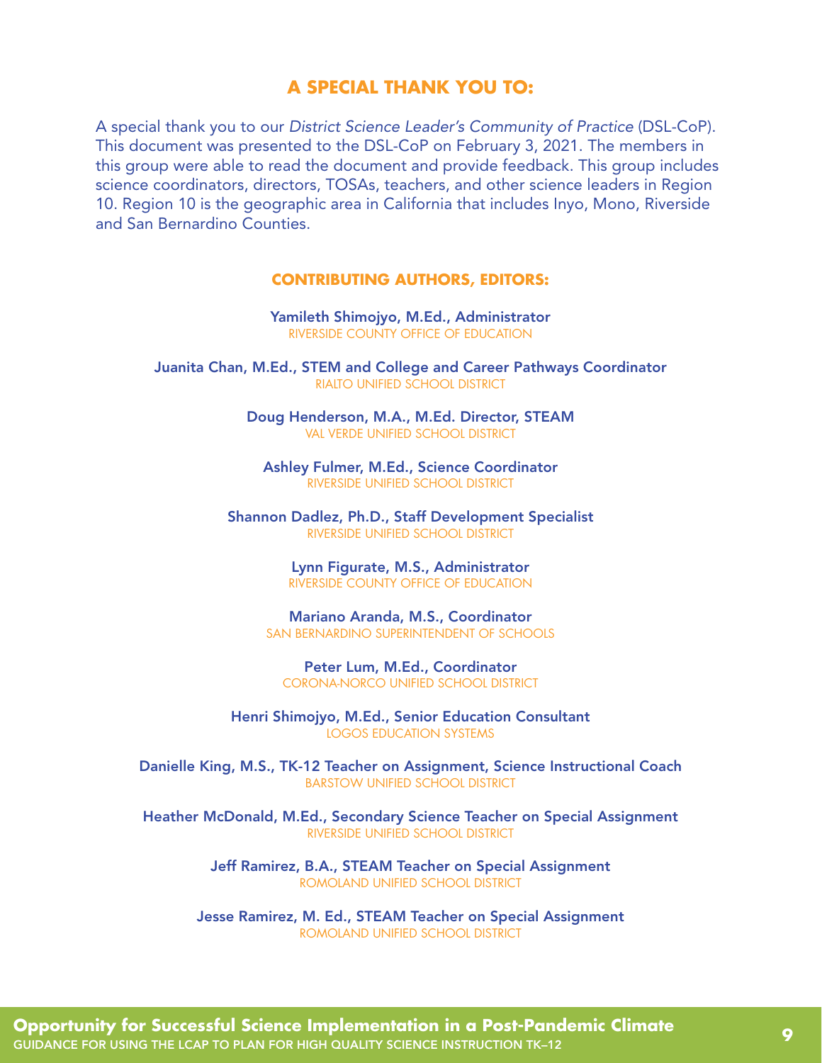## A SPECIAL THANK YOU TO:

A special thank you to our *District Science Leader's Community of Practice* (DSL-CoP). This document was presented to the DSL-CoP on February 3, 2021. The members in this group were able to read the document and provide feedback. This group includes science coordinators, directors, TOSAs, teachers, and other science leaders in Region 10. Region 10 is the geographic area in California that includes Inyo, Mono, Riverside and San Bernardino Counties.

### CONTRIBUTING AUTHORS, EDITORS:

**Yamileth Shimojyo, M.Ed., Administrator**
RIVERSIDE COUNTY OFFICE OF EDUCATION

**Juanita Chan, M.Ed., STEM and College and Career Pathways Coordinator**
RIALTO UNIFIED SCHOOL DISTRICT

**Doug Henderson, M.A., M.Ed. Director, STEAM**
VAL VERDE UNIFIED SCHOOL DISTRICT

**Ashley Fulmer, M.Ed., Science Coordinator**
RIVERSIDE UNIFIED SCHOOL DISTRICT

**Shannon Dadlez, Ph.D., Staff Development Specialist**
RIVERSIDE UNIFIED SCHOOL DISTRICT

**Lynn Figurate, M.S., Administrator**
RIVERSIDE COUNTY OFFICE OF EDUCATION

**Mariano Aranda, M.S., Coordinator**
SAN BERNARDINO SUPERINTENDENT OF SCHOOLS

**Peter Lum, M.Ed., Coordinator**
CORONA-NORCO UNIFIED SCHOOL DISTRICT

**Henri Shimojyo, M.Ed., Senior Education Consultant**
LOGOS EDUCATION SYSTEMS

**Danielle King, M.S., TK-12 Teacher on Assignment, Science Instructional Coach**
BARSTOW UNIFIED SCHOOL DISTRICT

**Heather McDonald, M.Ed., Secondary Science Teacher on Special Assignment**
RIVERSIDE UNIFIED SCHOOL DISTRICT

**Jeff Ramirez, B.A., STEAM Teacher on Special Assignment**
ROMOLAND UNIFIED SCHOOL DISTRICT

**Jesse Ramirez, M. Ed., STEAM Teacher on Special Assignment**
ROMOLAND UNIFIED SCHOOL DISTRICT